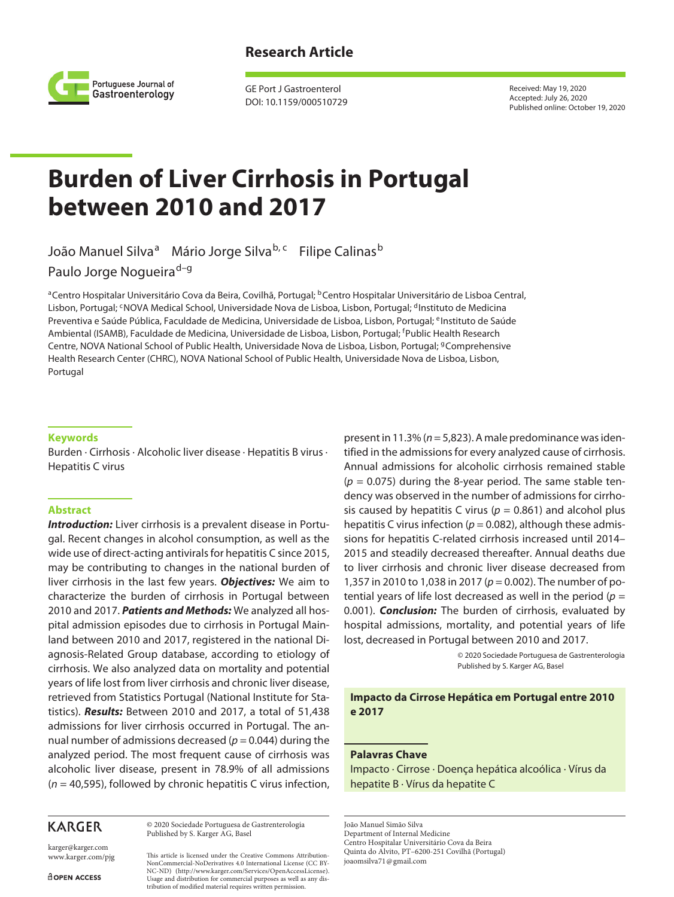Research Article

GE Port J Gastroenterol
DOI: 10.1159/000510729

Received: May 19, 2020
Accepted: July 26, 2020
Published online: October 19, 2020

# Burden of Liver Cirrhosis in Portugal between 2010 and 2017

João Manuel Silva[a] Mário Jorge Silva[b, c] Filipe Calinas[b] Paulo Jorge Nogueira[d–g]

[a]Centro Hospitalar Universitário Cova da Beira, Covilhã, Portugal; [b]Centro Hospitalar Universitário de Lisboa Central, Lisbon, Portugal; [c]NOVA Medical School, Universidade Nova de Lisboa, Lisbon, Portugal; [d]Instituto de Medicina Preventiva e Saúde Pública, Faculdade de Medicina, Universidade de Lisboa, Lisbon, Portugal; [e]Instituto de Saúde Ambiental (ISAMB), Faculdade de Medicina, Universidade de Lisboa, Lisbon, Portugal; [f]Public Health Research Centre, NOVA National School of Public Health, Universidade Nova de Lisboa, Lisbon, Portugal; [g]Comprehensive Health Research Center (CHRC), NOVA National School of Public Health, Universidade Nova de Lisboa, Lisbon, Portugal

### Keywords

Burden · Cirrhosis · Alcoholic liver disease · Hepatitis B virus · Hepatitis C virus

### Abstract

***Introduction:*** Liver cirrhosis is a prevalent disease in Portugal. Recent changes in alcohol consumption, as well as the wide use of direct-acting antivirals for hepatitis C since 2015, may be contributing to changes in the national burden of liver cirrhosis in the last few years. ***Objectives:*** We aim to characterize the burden of cirrhosis in Portugal between 2010 and 2017. ***Patients and Methods:*** We analyzed all hospital admission episodes due to cirrhosis in Portugal Mainland between 2010 and 2017, registered in the national Diagnosis-Related Group database, according to etiology of cirrhosis. We also analyzed data on mortality and potential years of life lost from liver cirrhosis and chronic liver disease, retrieved from Statistics Portugal (National Institute for Statistics). ***Results:*** Between 2010 and 2017, a total of 51,438 admissions for liver cirrhosis occurred in Portugal. The annual number of admissions decreased ($p = 0.044$) during the analyzed period. The most frequent cause of cirrhosis was alcoholic liver disease, present in 78.9% of all admissions ($n = 40{,}595$), followed by chronic hepatitis C virus infection, present in 11.3% ($n = 5{,}823$). A male predominance was identified in the admissions for every analyzed cause of cirrhosis. Annual admissions for alcoholic cirrhosis remained stable ($p = 0.075$) during the 8-year period. The same stable tendency was observed in the number of admissions for cirrhosis caused by hepatitis C virus ($p = 0.861$) and alcohol plus hepatitis C virus infection ($p = 0.082$), although these admissions for hepatitis C-related cirrhosis increased until 2014–2015 and steadily decreased thereafter. Annual deaths due to liver cirrhosis and chronic liver disease decreased from 1,357 in 2010 to 1,038 in 2017 ($p = 0.002$). The number of potential years of life lost decreased as well in the period ($p = 0.001$). ***Conclusion:*** The burden of cirrhosis, evaluated by hospital admissions, mortality, and potential years of life lost, decreased in Portugal between 2010 and 2017.

© 2020 Sociedade Portuguesa de Gastrenterologia
Published by S. Karger AG, Basel

**Impacto da Cirrose Hepática em Portugal entre 2010 e 2017**

### Palavras Chave

Impacto · Cirrose · Doença hepática alcoólica · Vírus da hepatite B · Vírus da hepatite C

KARGER

karger@karger.com
www.karger.com/pjg

OPEN ACCESS

© 2020 Sociedade Portuguesa de Gastrenterologia
Published by S. Karger AG, Basel

This article is licensed under the Creative Commons Attribution-NonCommercial-NoDerivatives 4.0 International License (CC BY-NC-ND) (http://www.karger.com/Services/OpenAccessLicense). Usage and distribution for commercial purposes as well as any distribution of modified material requires written permission.

João Manuel Simão Silva
Department of Internal Medicine
Centro Hospitalar Universitário Cova da Beira
Quinta do Alvito, PT–6200-251 Covilhã (Portugal)
joaomsilva71@gmail.com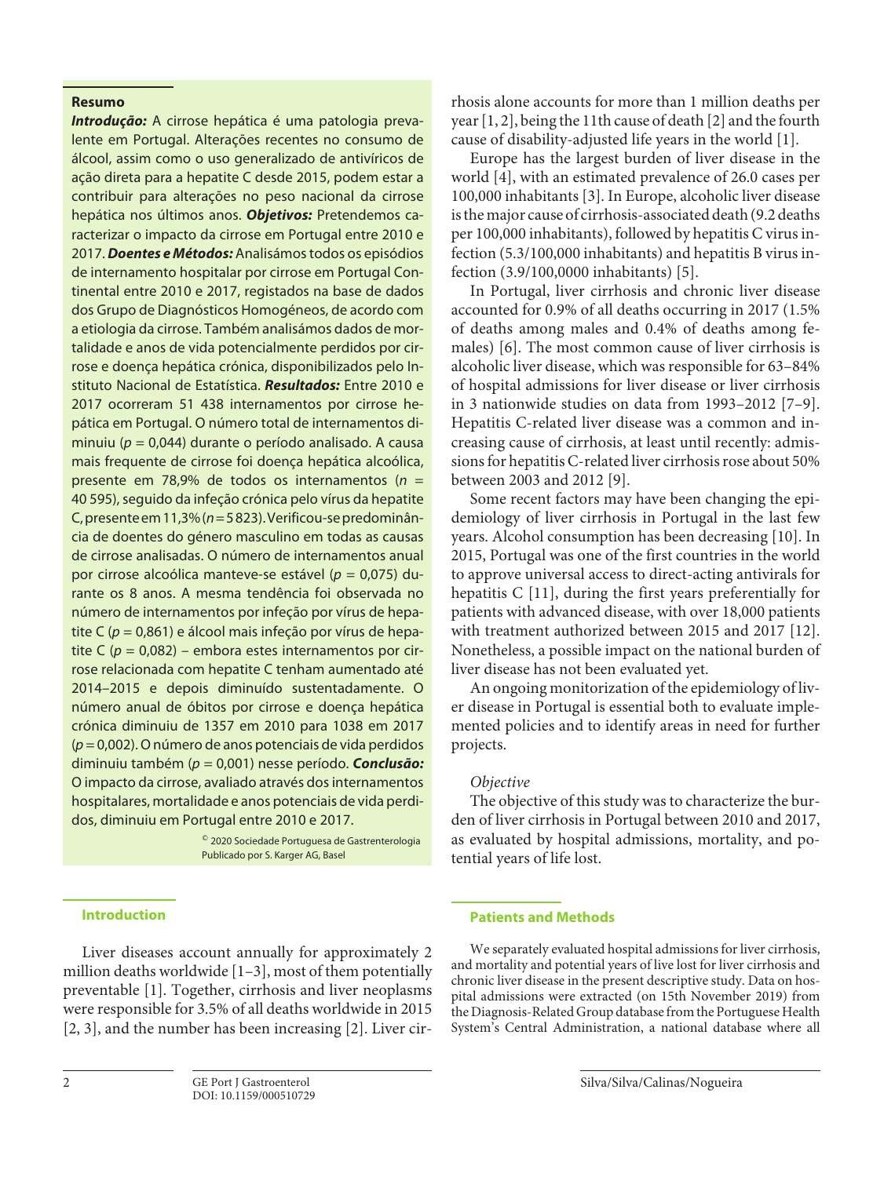## Resumo

***Introdução:*** A cirrose hepática é uma patologia prevalente em Portugal. Alterações recentes no consumo de álcool, assim como o uso generalizado de antivíricos de ação direta para a hepatite C desde 2015, podem estar a contribuir para alterações no peso nacional da cirrose hepática nos últimos anos. ***Objetivos:*** Pretendemos caracterizar o impacto da cirrose em Portugal entre 2010 e 2017. ***Doentes e Métodos:*** Analisámos todos os episódios de internamento hospitalar por cirrose em Portugal Continental entre 2010 e 2017, registados na base de dados dos Grupo de Diagnósticos Homogéneos, de acordo com a etiologia da cirrose. Também analisámos dados de mortalidade e anos de vida potencialmente perdidos por cirrose e doença hepática crónica, disponibilizados pelo Instituto Nacional de Estatística. ***Resultados:*** Entre 2010 e 2017 ocorreram 51 438 internamentos por cirrose hepática em Portugal. O número total de internamentos diminuiu ($p = 0{,}044$) durante o período analisado. A causa mais frequente de cirrose foi doença hepática alcoólica, presente em 78,9% de todos os internamentos ($n = 40\,595$), seguido da infeção crónica pelo vírus da hepatite C, presente em 11,3% ($n = 5\,823$). Verificou-se predominância de doentes do género masculino em todas as causas de cirrose analisadas. O número de internamentos anual por cirrose alcoólica manteve-se estável ($p = 0{,}075$) durante os 8 anos. A mesma tendência foi observada no número de internamentos por infeção por vírus de hepatite C ($p = 0{,}861$) e álcool mais infeção por vírus de hepatite C ($p = 0{,}082$) – embora estes internamentos por cirrose relacionada com hepatite C tenham aumentado até 2014–2015 e depois diminuído sustentadamente. O número anual de óbitos por cirrose e doença hepática crónica diminuiu de 1357 em 2010 para 1038 em 2017 ($p = 0{,}002$). O número de anos potenciais de vida perdidos diminuiu também ($p = 0{,}001$) nesse período. ***Conclusão:*** O impacto da cirrose, avaliado através dos internamentos hospitalares, mortalidade e anos potenciais de vida perdidos, diminuiu em Portugal entre 2010 e 2017.

© 2020 Sociedade Portuguesa de Gastrenterologia
Publicado por S. Karger AG, Basel

## Introduction

Liver diseases account annually for approximately 2 million deaths worldwide [1–3], most of them potentially preventable [1]. Together, cirrhosis and liver neoplasms were responsible for 3.5% of all deaths worldwide in 2015 [2, 3], and the number has been increasing [2]. Liver cirrhosis alone accounts for more than 1 million deaths per year [1, 2], being the 11th cause of death [2] and the fourth cause of disability-adjusted life years in the world [1].

Europe has the largest burden of liver disease in the world [4], with an estimated prevalence of 26.0 cases per 100,000 inhabitants [3]. In Europe, alcoholic liver disease is the major cause of cirrhosis-associated death (9.2 deaths per 100,000 inhabitants), followed by hepatitis C virus infection (5.3/100,000 inhabitants) and hepatitis B virus infection (3.9/100,0000 inhabitants) [5].

In Portugal, liver cirrhosis and chronic liver disease accounted for 0.9% of all deaths occurring in 2017 (1.5% of deaths among males and 0.4% of deaths among females) [6]. The most common cause of liver cirrhosis is alcoholic liver disease, which was responsible for 63–84% of hospital admissions for liver disease or liver cirrhosis in 3 nationwide studies on data from 1993–2012 [7–9]. Hepatitis C-related liver disease was a common and increasing cause of cirrhosis, at least until recently: admissions for hepatitis C-related liver cirrhosis rose about 50% between 2003 and 2012 [9].

Some recent factors may have been changing the epidemiology of liver cirrhosis in Portugal in the last few years. Alcohol consumption has been decreasing [10]. In 2015, Portugal was one of the first countries in the world to approve universal access to direct-acting antivirals for hepatitis C [11], during the first years preferentially for patients with advanced disease, with over 18,000 patients with treatment authorized between 2015 and 2017 [12]. Nonetheless, a possible impact on the national burden of liver disease has not been evaluated yet.

An ongoing monitorization of the epidemiology of liver disease in Portugal is essential both to evaluate implemented policies and to identify areas in need for further projects.

### *Objective*

The objective of this study was to characterize the burden of liver cirrhosis in Portugal between 2010 and 2017, as evaluated by hospital admissions, mortality, and potential years of life lost.

## Patients and Methods

We separately evaluated hospital admissions for liver cirrhosis, and mortality and potential years of live lost for liver cirrhosis and chronic liver disease in the present descriptive study. Data on hospital admissions were extracted (on 15th November 2019) from the Diagnosis-Related Group database from the Portuguese Health System's Central Administration, a national database where all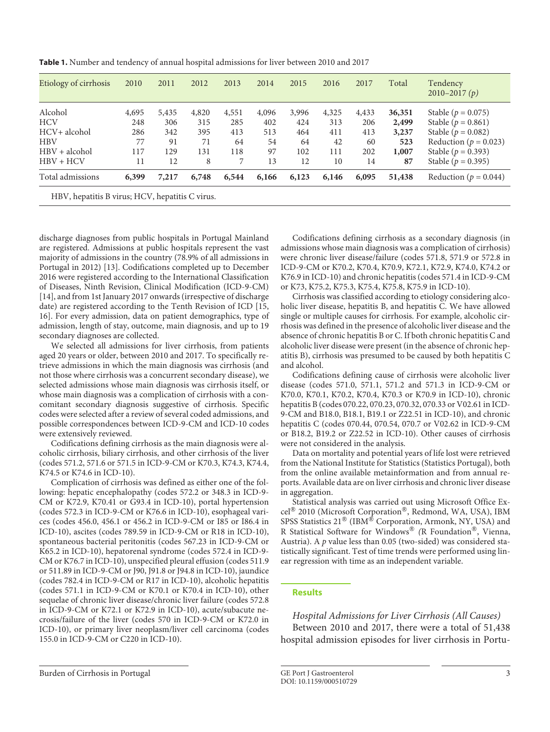**Table 1.** Number and tendency of annual hospital admissions for liver between 2010 and 2017

| Etiology of cirrhosis | 2010 | 2011 | 2012 | 2013 | 2014 | 2015 | 2016 | 2017 | Total | Tendency 2010–2017 (*p*) |
|---|---|---|---|---|---|---|---|---|---|---|
| Alcohol | 4,695 | 5,435 | 4,820 | 4,551 | 4,096 | 3,996 | 4,325 | 4,433 | **36,351** | Stable ($p = 0.075$) |
| HCV | 248 | 306 | 315 | 285 | 402 | 424 | 313 | 206 | **2,499** | Stable ($p = 0.861$) |
| HCV+ alcohol | 286 | 342 | 395 | 413 | 513 | 464 | 411 | 413 | **3,237** | Stable ($p = 0.082$) |
| HBV | 77 | 91 | 71 | 64 | 54 | 64 | 42 | 60 | **523** | Reduction ($p = 0.023$) |
| HBV + alcohol | 117 | 129 | 131 | 118 | 97 | 102 | 111 | 202 | **1,007** | Stable ($p = 0.393$) |
| HBV + HCV | 11 | 12 | 8 | 7 | 13 | 12 | 10 | 14 | **87** | Stable ($p = 0.395$) |
| Total admissions | **6,399** | **7,217** | **6,748** | **6,544** | **6,166** | **6,123** | **6,146** | **6,095** | **51,438** | Reduction ($p = 0.044$) |

HBV, hepatitis B virus; HCV, hepatitis C virus.

discharge diagnoses from public hospitals in Portugal Mainland are registered. Admissions at public hospitals represent the vast majority of admissions in the country (78.9% of all admissions in Portugal in 2012) [13]. Codifications completed up to December 2016 were registered according to the International Classification of Diseases, Ninth Revision, Clinical Modification (ICD-9-CM) [14], and from 1st January 2017 onwards (irrespective of discharge date) are registered according to the Tenth Revision of ICD [15, 16]. For every admission, data on patient demographics, type of admission, length of stay, outcome, main diagnosis, and up to 19 secondary diagnoses are collected.

We selected all admissions for liver cirrhosis, from patients aged 20 years or older, between 2010 and 2017. To specifically retrieve admissions in which the main diagnosis was cirrhosis (and not those where cirrhosis was a concurrent secondary disease), we selected admissions whose main diagnosis was cirrhosis itself, or whose main diagnosis was a complication of cirrhosis with a concomitant secondary diagnosis suggestive of cirrhosis. Specific codes were selected after a review of several coded admissions, and possible correspondences between ICD-9-CM and ICD-10 codes were extensively reviewed.

Codifications defining cirrhosis as the main diagnosis were alcoholic cirrhosis, biliary cirrhosis, and other cirrhosis of the liver (codes 571.2, 571.6 or 571.5 in ICD-9-CM or K70.3, K74.3, K74.4, K74.5 or K74.6 in ICD-10).

Complication of cirrhosis was defined as either one of the following: hepatic encephalopathy (codes 572.2 or 348.3 in ICD-9-CM or K72.9, K70.41 or G93.4 in ICD-10), portal hypertension (codes 572.3 in ICD-9-CM or K76.6 in ICD-10), esophageal varices (codes 456.0, 456.1 or 456.2 in ICD-9-CM or I85 or I86.4 in ICD-10), ascites (codes 789.59 in ICD-9-CM or R18 in ICD-10), spontaneous bacterial peritonitis (codes 567.23 in ICD-9-CM or K65.2 in ICD-10), hepatorenal syndrome (codes 572.4 in ICD-9-CM or K76.7 in ICD-10), unspecified pleural effusion (codes 511.9 or 511.89 in ICD-9-CM or J90, J91.8 or J94.8 in ICD-10), jaundice (codes 782.4 in ICD-9-CM or R17 in ICD-10), alcoholic hepatitis (codes 571.1 in ICD-9-CM or K70.1 or K70.4 in ICD-10), other sequelae of chronic liver disease/chronic liver failure (codes 572.8 in ICD-9-CM or K72.1 or K72.9 in ICD-10), acute/subacute necrosis/failure of the liver (codes 570 in ICD-9-CM or K72.0 in ICD-10), or primary liver neoplasm/liver cell carcinoma (codes 155.0 in ICD-9-CM or C220 in ICD-10).

Codifications defining cirrhosis as a secondary diagnosis (in admissions whose main diagnosis was a complication of cirrhosis) were chronic liver disease/failure (codes 571.8, 571.9 or 572.8 in ICD-9-CM or K70.2, K70.4, K70.9, K72.1, K72.9, K74.0, K74.2 or K76.9 in ICD-10) and chronic hepatitis (codes 571.4 in ICD-9-CM or K73, K75.2, K75.3, K75.4, K75.8, K75.9 in ICD-10).

Cirrhosis was classified according to etiology considering alcoholic liver disease, hepatitis B, and hepatitis C. We have allowed single or multiple causes for cirrhosis. For example, alcoholic cirrhosis was defined in the presence of alcoholic liver disease and the absence of chronic hepatitis B or C. If both chronic hepatitis C and alcoholic liver disease were present (in the absence of chronic hepatitis B), cirrhosis was presumed to be caused by both hepatitis C and alcohol.

Codifications defining cause of cirrhosis were alcoholic liver disease (codes 571.0, 571.1, 571.2 and 571.3 in ICD-9-CM or K70.0, K70.1, K70.2, K70.4, K70.3 or K70.9 in ICD-10), chronic hepatitis B (codes 070.22, 070.23, 070.32, 070.33 or V02.61 in ICD-9-CM and B18.0, B18.1, B19.1 or Z22.51 in ICD-10), and chronic hepatitis C (codes 070.44, 070.54, 070.7 or V02.62 in ICD-9-CM or B18.2, B19.2 or Z22.52 in ICD-10). Other causes of cirrhosis were not considered in the analysis.

Data on mortality and potential years of life lost were retrieved from the National Institute for Statistics (Statistics Portugal), both from the online available metainformation and from annual reports. Available data are on liver cirrhosis and chronic liver disease in aggregation.

Statistical analysis was carried out using Microsoft Office Excel® 2010 (Microsoft Corporation®, Redmond, WA, USA), IBM SPSS Statistics 21® (IBM® Corporation, Armonk, NY, USA) and R Statistical Software for Windows® (R Foundation®, Vienna, Austria). A *p* value less than 0.05 (two-sided) was considered statistically significant. Test of time trends were performed using linear regression with time as an independent variable.

## Results

### *Hospital Admissions for Liver Cirrhosis (All Causes)*

Between 2010 and 2017, there were a total of 51,438 hospital admission episodes for liver cirrhosis in Portu-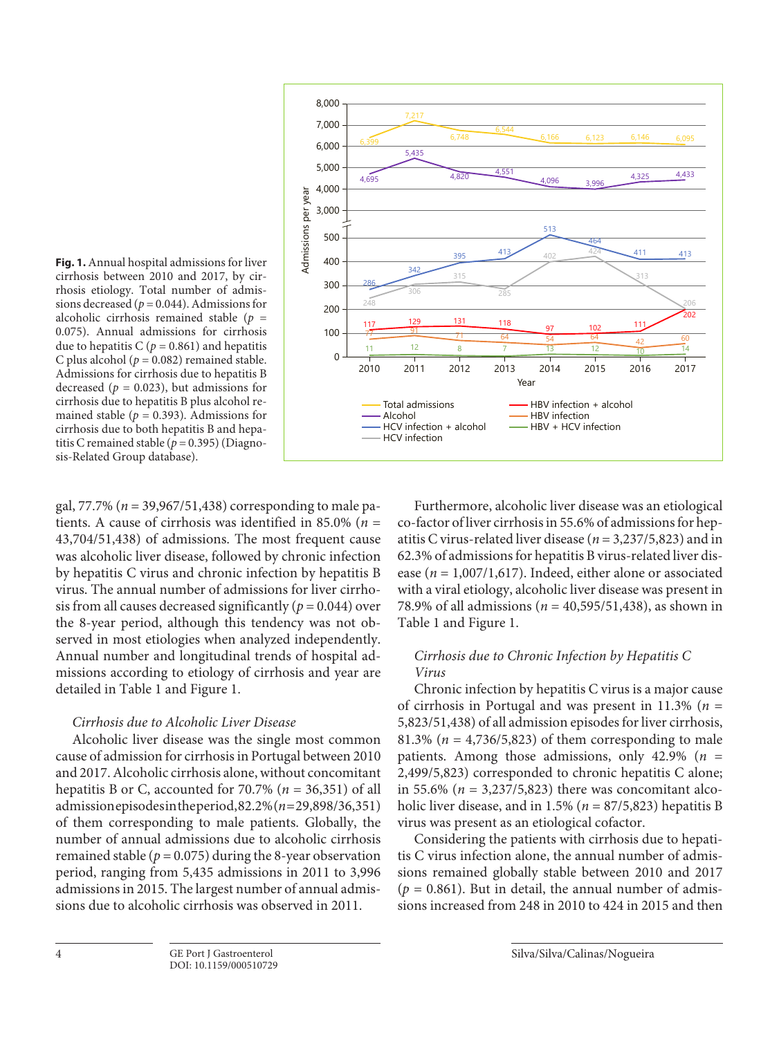**Fig. 1.** Annual hospital admissions for liver cirrhosis between 2010 and 2017, by cirrhosis etiology. Total number of admissions decreased ($p = 0.044$). Admissions for alcoholic cirrhosis remained stable ($p = 0.075$). Annual admissions for cirrhosis due to hepatitis C ($p = 0.861$) and hepatitis C plus alcohol ($p = 0.082$) remained stable. Admissions for cirrhosis due to hepatitis B decreased ($p = 0.023$), but admissions for cirrhosis due to hepatitis B plus alcohol remained stable ($p = 0.393$). Admissions for cirrhosis due to both hepatitis B and hepatitis C remained stable ($p = 0.395$) (Diagnosis-Related Group database).

gal, 77.7% ($n$ = 39,967/51,438) corresponding to male patients. A cause of cirrhosis was identified in 85.0% ($n$ = 43,704/51,438) of admissions. The most frequent cause was alcoholic liver disease, followed by chronic infection by hepatitis C virus and chronic infection by hepatitis B virus. The annual number of admissions for liver cirrhosis from all causes decreased significantly ($p = 0.044$) over the 8-year period, although this tendency was not observed in most etiologies when analyzed independently. Annual number and longitudinal trends of hospital admissions according to etiology of cirrhosis and year are detailed in Table 1 and Figure 1.

*Cirrhosis due to Alcoholic Liver Disease*

Alcoholic liver disease was the single most common cause of admission for cirrhosis in Portugal between 2010 and 2017. Alcoholic cirrhosis alone, without concomitant hepatitis B or C, accounted for 70.7% ($n$ = 36,351) of all admission episodes in the period, 82.2% ($n$ = 29,898/36,351) of them corresponding to male patients. Globally, the number of annual admissions due to alcoholic cirrhosis remained stable ($p = 0.075$) during the 8-year observation period, ranging from 5,435 admissions in 2011 to 3,996 admissions in 2015. The largest number of annual admissions due to alcoholic cirrhosis was observed in 2011.

Furthermore, alcoholic liver disease was an etiological co-factor of liver cirrhosis in 55.6% of admissions for hepatitis C virus-related liver disease ($n$ = 3,237/5,823) and in 62.3% of admissions for hepatitis B virus-related liver disease ($n$ = 1,007/1,617). Indeed, either alone or associated with a viral etiology, alcoholic liver disease was present in 78.9% of all admissions ($n$ = 40,595/51,438), as shown in Table 1 and Figure 1.

*Cirrhosis due to Chronic Infection by Hepatitis C Virus*

Chronic infection by hepatitis C virus is a major cause of cirrhosis in Portugal and was present in 11.3% ($n$ = 5,823/51,438) of all admission episodes for liver cirrhosis, 81.3% ($n$ = 4,736/5,823) of them corresponding to male patients. Among those admissions, only 42.9% ($n$ = 2,499/5,823) corresponded to chronic hepatitis C alone; in 55.6% ($n$ = 3,237/5,823) there was concomitant alcoholic liver disease, and in 1.5% ($n$ = 87/5,823) hepatitis B virus was present as an etiological cofactor.

Considering the patients with cirrhosis due to hepatitis C virus infection alone, the annual number of admissions remained globally stable between 2010 and 2017 ($p = 0.861$). But in detail, the annual number of admissions increased from 248 in 2010 to 424 in 2015 and then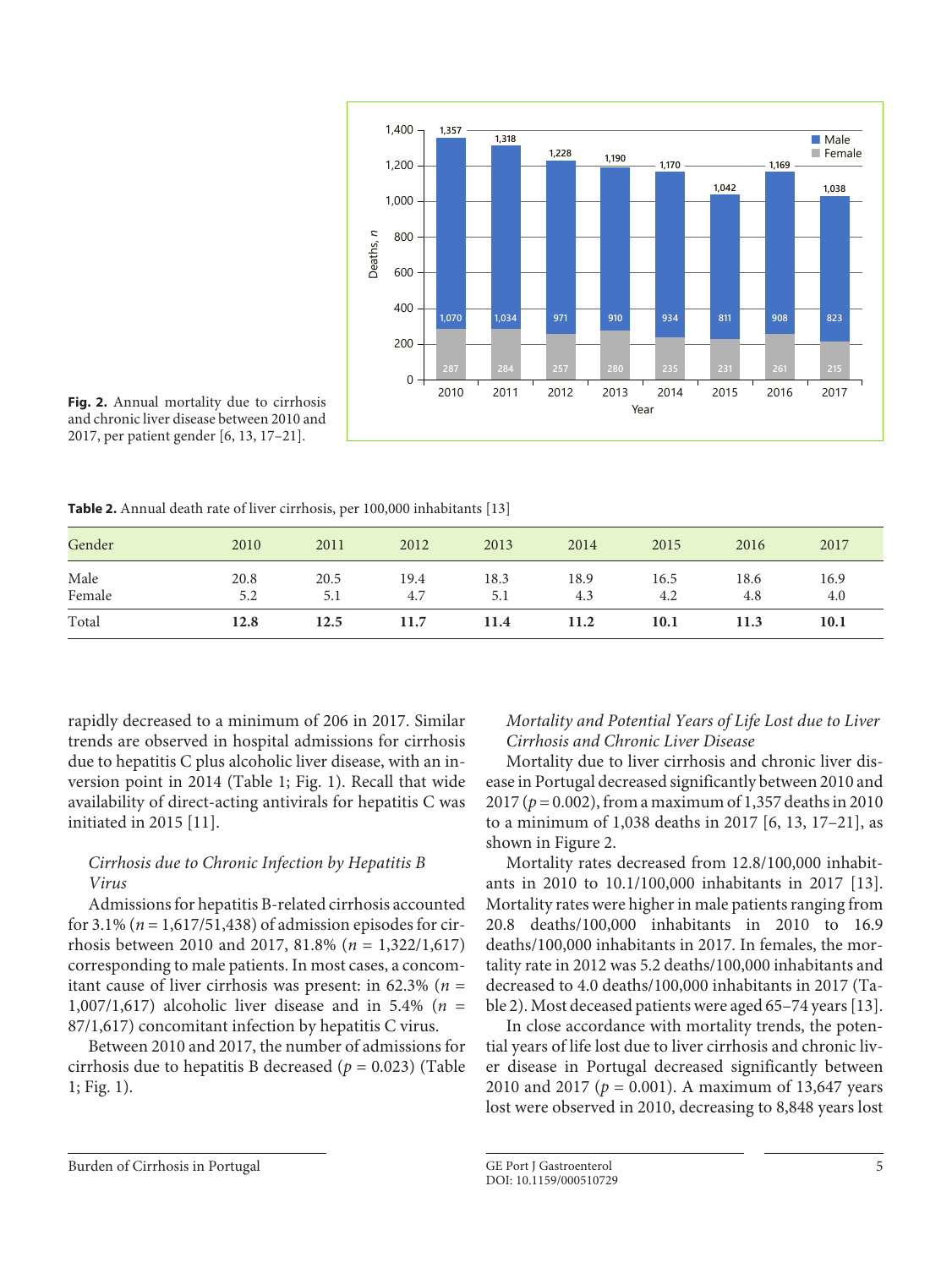Fig. 2. Annual mortality due to cirrhosis and chronic liver disease between 2010 and 2017, per patient gender [6, 13, 17–21].

**Table 2.** Annual death rate of liver cirrhosis, per 100,000 inhabitants [13]

| Gender | 2010 | 2011 | 2012 | 2013 | 2014 | 2015 | 2016 | 2017 |
|---|---|---|---|---|---|---|---|---|
| Male | 20.8 | 20.5 | 19.4 | 18.3 | 18.9 | 16.5 | 18.6 | 16.9 |
| Female | 5.2 | 5.1 | 4.7 | 5.1 | 4.3 | 4.2 | 4.8 | 4.0 |
| Total | **12.8** | **12.5** | **11.7** | **11.4** | **11.2** | **10.1** | **11.3** | **10.1** |

rapidly decreased to a minimum of 206 in 2017. Similar trends are observed in hospital admissions for cirrhosis due to hepatitis C plus alcoholic liver disease, with an inversion point in 2014 (Table 1; Fig. 1). Recall that wide availability of direct-acting antivirals for hepatitis C was initiated in 2015 [11].

### *Cirrhosis due to Chronic Infection by Hepatitis B Virus*

Admissions for hepatitis B-related cirrhosis accounted for 3.1% ($n$ = 1,617/51,438) of admission episodes for cirrhosis between 2010 and 2017, 81.8% ($n$ = 1,322/1,617) corresponding to male patients. In most cases, a concomitant cause of liver cirrhosis was present: in 62.3% ($n$ = 1,007/1,617) alcoholic liver disease and in 5.4% ($n$ = 87/1,617) concomitant infection by hepatitis C virus.

Between 2010 and 2017, the number of admissions for cirrhosis due to hepatitis B decreased ($p$ = 0.023) (Table 1; Fig. 1).

### *Mortality and Potential Years of Life Lost due to Liver Cirrhosis and Chronic Liver Disease*

Mortality due to liver cirrhosis and chronic liver disease in Portugal decreased significantly between 2010 and 2017 ($p$ = 0.002), from a maximum of 1,357 deaths in 2010 to a minimum of 1,038 deaths in 2017 [6, 13, 17–21], as shown in Figure 2.

Mortality rates decreased from 12.8/100,000 inhabitants in 2010 to 10.1/100,000 inhabitants in 2017 [13]. Mortality rates were higher in male patients ranging from 20.8 deaths/100,000 inhabitants in 2010 to 16.9 deaths/100,000 inhabitants in 2017. In females, the mortality rate in 2012 was 5.2 deaths/100,000 inhabitants and decreased to 4.0 deaths/100,000 inhabitants in 2017 (Table 2). Most deceased patients were aged 65–74 years [13].

In close accordance with mortality trends, the potential years of life lost due to liver cirrhosis and chronic liver disease in Portugal decreased significantly between 2010 and 2017 ($p$ = 0.001). A maximum of 13,647 years lost were observed in 2010, decreasing to 8,848 years lost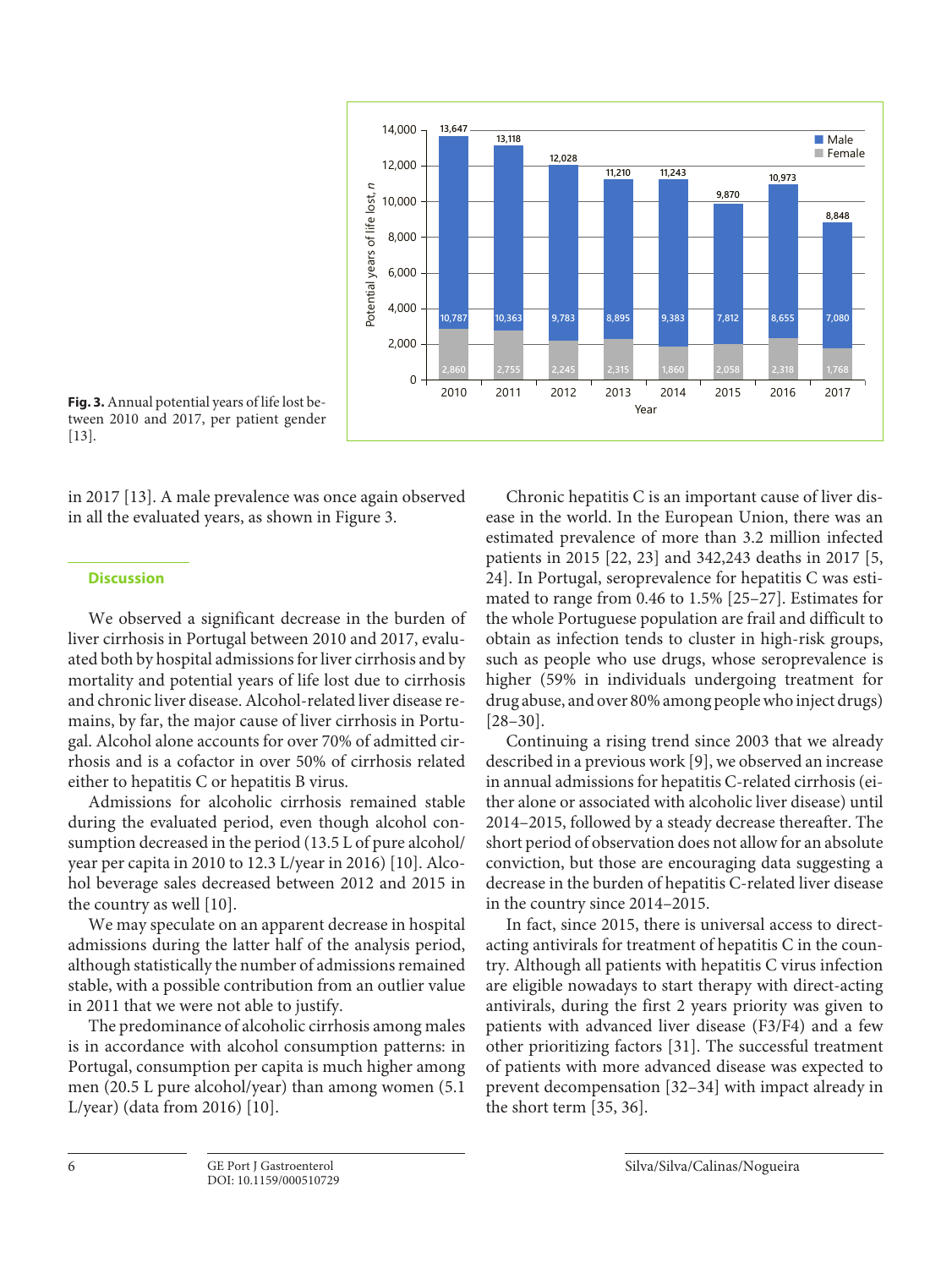Fig. 3. Annual potential years of life lost between 2010 and 2017, per patient gender [13].

in 2017 [13]. A male prevalence was once again observed in all the evaluated years, as shown in Figure 3.

## Discussion

We observed a significant decrease in the burden of liver cirrhosis in Portugal between 2010 and 2017, evaluated both by hospital admissions for liver cirrhosis and by mortality and potential years of life lost due to cirrhosis and chronic liver disease. Alcohol-related liver disease remains, by far, the major cause of liver cirrhosis in Portugal. Alcohol alone accounts for over 70% of admitted cirrhosis and is a cofactor in over 50% of cirrhosis related either to hepatitis C or hepatitis B virus.

Admissions for alcoholic cirrhosis remained stable during the evaluated period, even though alcohol consumption decreased in the period (13.5 L of pure alcohol/year per capita in 2010 to 12.3 L/year in 2016) [10]. Alcohol beverage sales decreased between 2012 and 2015 in the country as well [10].

We may speculate on an apparent decrease in hospital admissions during the latter half of the analysis period, although statistically the number of admissions remained stable, with a possible contribution from an outlier value in 2011 that we were not able to justify.

The predominance of alcoholic cirrhosis among males is in accordance with alcohol consumption patterns: in Portugal, consumption per capita is much higher among men (20.5 L pure alcohol/year) than among women (5.1 L/year) (data from 2016) [10].

Chronic hepatitis C is an important cause of liver disease in the world. In the European Union, there was an estimated prevalence of more than 3.2 million infected patients in 2015 [22, 23] and 342,243 deaths in 2017 [5, 24]. In Portugal, seroprevalence for hepatitis C was estimated to range from 0.46 to 1.5% [25–27]. Estimates for the whole Portuguese population are frail and difficult to obtain as infection tends to cluster in high-risk groups, such as people who use drugs, whose seroprevalence is higher (59% in individuals undergoing treatment for drug abuse, and over 80% among people who inject drugs) [28–30].

Continuing a rising trend since 2003 that we already described in a previous work [9], we observed an increase in annual admissions for hepatitis C-related cirrhosis (either alone or associated with alcoholic liver disease) until 2014–2015, followed by a steady decrease thereafter. The short period of observation does not allow for an absolute conviction, but those are encouraging data suggesting a decrease in the burden of hepatitis C-related liver disease in the country since 2014–2015.

In fact, since 2015, there is universal access to direct-acting antivirals for treatment of hepatitis C in the country. Although all patients with hepatitis C virus infection are eligible nowadays to start therapy with direct-acting antivirals, during the first 2 years priority was given to patients with advanced liver disease (F3/F4) and a few other prioritizing factors [31]. The successful treatment of patients with more advanced disease was expected to prevent decompensation [32–34] with impact already in the short term [35, 36].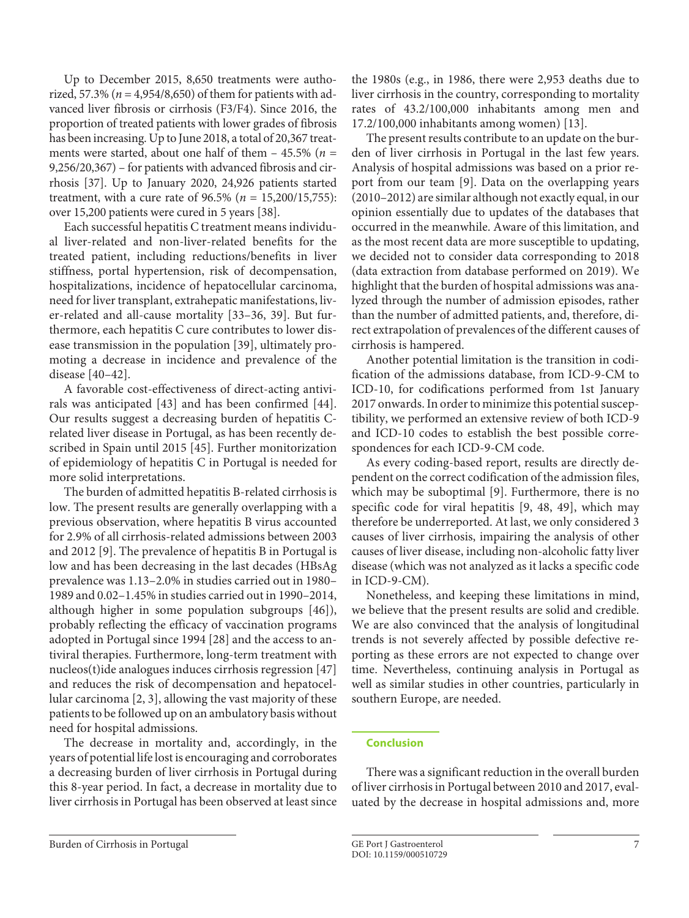Up to December 2015, 8,650 treatments were authorized, 57.3% ($n = 4,954/8,650$) of them for patients with advanced liver fibrosis or cirrhosis (F3/F4). Since 2016, the proportion of treated patients with lower grades of fibrosis has been increasing. Up to June 2018, a total of 20,367 treatments were started, about one half of them – 45.5% ($n = 9,256/20,367$) – for patients with advanced fibrosis and cirrhosis [37]. Up to January 2020, 24,926 patients started treatment, with a cure rate of 96.5% ($n = 15,200/15,755$): over 15,200 patients were cured in 5 years [38].

Each successful hepatitis C treatment means individual liver-related and non-liver-related benefits for the treated patient, including reductions/benefits in liver stiffness, portal hypertension, risk of decompensation, hospitalizations, incidence of hepatocellular carcinoma, need for liver transplant, extrahepatic manifestations, liver-related and all-cause mortality [33–36, 39]. But furthermore, each hepatitis C cure contributes to lower disease transmission in the population [39], ultimately promoting a decrease in incidence and prevalence of the disease [40–42].

A favorable cost-effectiveness of direct-acting antivirals was anticipated [43] and has been confirmed [44]. Our results suggest a decreasing burden of hepatitis C-related liver disease in Portugal, as has been recently described in Spain until 2015 [45]. Further monitorization of epidemiology of hepatitis C in Portugal is needed for more solid interpretations.

The burden of admitted hepatitis B-related cirrhosis is low. The present results are generally overlapping with a previous observation, where hepatitis B virus accounted for 2.9% of all cirrhosis-related admissions between 2003 and 2012 [9]. The prevalence of hepatitis B in Portugal is low and has been decreasing in the last decades (HBsAg prevalence was 1.13–2.0% in studies carried out in 1980–1989 and 0.02–1.45% in studies carried out in 1990–2014, although higher in some population subgroups [46]), probably reflecting the efficacy of vaccination programs adopted in Portugal since 1994 [28] and the access to antiviral therapies. Furthermore, long-term treatment with nucleos(t)ide analogues induces cirrhosis regression [47] and reduces the risk of decompensation and hepatocellular carcinoma [2, 3], allowing the vast majority of these patients to be followed up on an ambulatory basis without need for hospital admissions.

The decrease in mortality and, accordingly, in the years of potential life lost is encouraging and corroborates a decreasing burden of liver cirrhosis in Portugal during this 8-year period. In fact, a decrease in mortality due to liver cirrhosis in Portugal has been observed at least since the 1980s (e.g., in 1986, there were 2,953 deaths due to liver cirrhosis in the country, corresponding to mortality rates of 43.2/100,000 inhabitants among men and 17.2/100,000 inhabitants among women) [13].

The present results contribute to an update on the burden of liver cirrhosis in Portugal in the last few years. Analysis of hospital admissions was based on a prior report from our team [9]. Data on the overlapping years (2010–2012) are similar although not exactly equal, in our opinion essentially due to updates of the databases that occurred in the meanwhile. Aware of this limitation, and as the most recent data are more susceptible to updating, we decided not to consider data corresponding to 2018 (data extraction from database performed on 2019). We highlight that the burden of hospital admissions was analyzed through the number of admission episodes, rather than the number of admitted patients, and, therefore, direct extrapolation of prevalences of the different causes of cirrhosis is hampered.

Another potential limitation is the transition in codification of the admissions database, from ICD-9-CM to ICD-10, for codifications performed from 1st January 2017 onwards. In order to minimize this potential susceptibility, we performed an extensive review of both ICD-9 and ICD-10 codes to establish the best possible correspondences for each ICD-9-CM code.

As every coding-based report, results are directly dependent on the correct codification of the admission files, which may be suboptimal [9]. Furthermore, there is no specific code for viral hepatitis [9, 48, 49], which may therefore be underreported. At last, we only considered 3 causes of liver cirrhosis, impairing the analysis of other causes of liver disease, including non-alcoholic fatty liver disease (which was not analyzed as it lacks a specific code in ICD-9-CM).

Nonetheless, and keeping these limitations in mind, we believe that the present results are solid and credible. We are also convinced that the analysis of longitudinal trends is not severely affected by possible defective reporting as these errors are not expected to change over time. Nevertheless, continuing analysis in Portugal as well as similar studies in other countries, particularly in southern Europe, are needed.

## Conclusion

There was a significant reduction in the overall burden of liver cirrhosis in Portugal between 2010 and 2017, evaluated by the decrease in hospital admissions and, more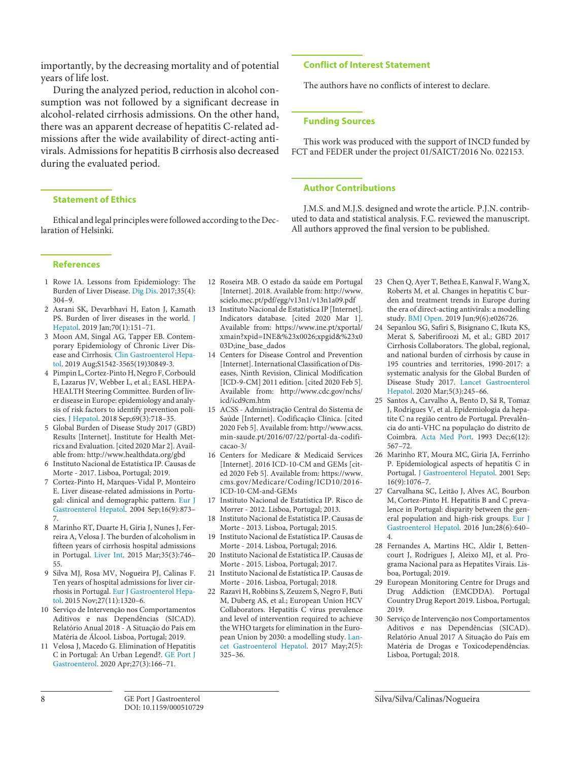importantly, by the decreasing mortality and of potential years of life lost.

During the analyzed period, reduction in alcohol consumption was not followed by a significant decrease in alcohol-related cirrhosis admissions. On the other hand, there was an apparent decrease of hepatitis C-related admissions after the wide availability of direct-acting antivirals. Admissions for hepatitis B cirrhosis also decreased during the evaluated period.

## Statement of Ethics

Ethical and legal principles were followed according to the Declaration of Helsinki.

## Conflict of Interest Statement

The authors have no conflicts of interest to declare.

## Funding Sources

This work was produced with the support of INCD funded by FCT and FEDER under the project 01/SAICT/2016 No. 022153.

## Author Contributions

J.M.S. and M.J.S. designed and wrote the article. P.J.N. contributed to data and statistical analysis. F.C. reviewed the manuscript. All authors approved the final version to be published.

## References

1. Rowe IA. Lessons from Epidemiology: The Burden of Liver Disease. Dig Dis. 2017;35(4):304–9.
2. Asrani SK, Devarbhavi H, Eaton J, Kamath PS. Burden of liver diseases in the world. J Hepatol. 2019 Jan;70(1):151–71.
3. Moon AM, Singal AG, Tapper EB. Contemporary Epidemiology of Chronic Liver Disease and Cirrhosis. Clin Gastroenterol Hepatol. 2019 Aug;S1542-3565(19)30849-3.
4. Pimpin L, Cortez-Pinto H, Negro F, Corbould E, Lazarus JV, Webber L, et al.; EASL HEPAHEALTH Steering Committee. Burden of liver disease in Europe: epidemiology and analysis of risk factors to identify prevention policies. J Hepatol. 2018 Sep;69(3):718–35.
5. Global Burden of Disease Study 2017 (GBD) Results [Internet]. Institute for Health Metrics and Evaluation. [cited 2020 Mar 2]. Available from: http://www.healthdata.org/gbd
6. Instituto Nacional de Estatística IP. Causas de Morte - 2017. Lisboa, Portugal; 2019.
7. Cortez-Pinto H, Marques-Vidal P, Monteiro E. Liver disease-related admissions in Portugal: clinical and demographic pattern. Eur J Gastroenterol Hepatol. 2004 Sep;16(9):873–7.
8. Marinho RT, Duarte H, Gíria J, Nunes J, Ferreira A, Velosa J. The burden of alcoholism in fifteen years of cirrhosis hospital admissions in Portugal. Liver Int. 2015 Mar;35(3):746–55.
9. Silva MJ, Rosa MV, Nogueira PJ, Calinas F. Ten years of hospital admissions for liver cirrhosis in Portugal. Eur J Gastroenterol Hepatol. 2015 Nov;27(11):1320–6.
10. Serviço de Intervenção nos Comportamentos Aditivos e nas Dependências (SICAD). Relatório Anual 2018 - A Situação do País em Matéria de Álcool. Lisboa, Portugal; 2019.
11. Velosa J, Macedo G. Elimination of Hepatitis C in Portugal: An Urban Legend?. GE Port J Gastroenterol. 2020 Apr;27(3):166–71.
12. Roseira MB. O estado da saúde em Portugal [Internet]. 2018. Available from: http://www.scielo.mec.pt/pdf/egg/v13n1/v13n1a09.pdf
13. Instituto Nacional de Estatística IP [Internet]. Indicators database. [cited 2020 Mar 1]. Available from: https://www.ine.pt/xportal/xmain?xpid=INE&%23x0026;xpgid&%23x003D;ine_base_dados
14. Centers for Disease Control and Prevention [Internet]. International Classification of Diseases, Ninth Revision, Clinical Modification [ICD-9-CM] 2011 edition. [cited 2020 Feb 5]. Available from: http://www.cdc.gov/nchs/icd/icd9cm.htm
15. ACSS - Administração Central do Sistema de Saúde [Internet]. Codificação Clínica. [cited 2020 Feb 5]. Available from: http://www.acss.min-saude.pt/2016/07/22/portal-da-codificacao-3/
16. Centers for Medicare & Medicaid Services [Internet]. 2016 ICD-10-CM and GEMs [cited 2020 Feb 5]. Available from: https://www.cms.gov/Medicare/Coding/ICD10/2016-ICD-10-CM-and-GEMs
17. Instituto Nacional de Estatística IP. Risco de Morrer - 2012. Lisboa, Portugal; 2013.
18. Instituto Nacional de Estatística IP. Causas de Morte - 2013. Lisboa, Portugal; 2015.
19. Instituto Nacional de Estatística IP. Causas de Morte - 2014. Lisboa, Portugal; 2016.
20. Instituto Nacional de Estatística IP. Causas de Morte - 2015. Lisboa, Portugal; 2017.
21. Instituto Nacional de Estatística IP. Causas de Morte - 2016. Lisboa, Portugal; 2018.
22. Razavi H, Robbins S, Zeuzem S, Negro F, Buti M, Duberg AS, et al.; European Union HCV Collaborators. Hepatitis C virus prevalence and level of intervention required to achieve the WHO targets for elimination in the European Union by 2030: a modelling study. Lancet Gastroenterol Hepatol. 2017 May;2(5):325–36.
23. Chen Q, Ayer T, Bethea E, Kanwal F, Wang X, Roberts M, et al. Changes in hepatitis C burden and treatment trends in Europe during the era of direct-acting antivirals: a modelling study. BMJ Open. 2019 Jun;9(6):e026726.
24. Sepanlou SG, Safiri S, Bisignano C, Ikuta KS, Merat S, Saberifiroozi M, et al.; GBD 2017 Cirrhosis Collaborators. The global, regional, and national burden of cirrhosis by cause in 195 countries and territories, 1990-2017: a systematic analysis for the Global Burden of Disease Study 2017. Lancet Gastroenterol Hepatol. 2020 Mar;5(3):245–66.
25. Santos A, Carvalho A, Bento D, Sá R, Tomaz J, Rodrigues V, et al. Epidemiologia da hepatite C na região centro de Portugal. Prevalência do anti-VHC na população do distrito de Coimbra. Acta Med Port. 1993 Dec;6(12):567–72.
26. Marinho RT, Moura MC, Giria JA, Ferrinho P. Epidemiological aspects of hepatitis C in Portugal. J Gastroenterol Hepatol. 2001 Sep;16(9):1076–7.
27. Carvalhana SC, Leitão J, Alves AC, Bourbon M, Cortez-Pinto H. Hepatitis B and C prevalence in Portugal: disparity between the general population and high-risk groups. Eur J Gastroenterol Hepatol. 2016 Jun;28(6):640–4.
28. Fernandes A, Martins HC, Aldir I, Bettencourt J, Rodrigues J, Aleixo MJ, et al. Programa Nacional para as Hepatites Virais. Lisboa, Portugal; 2019.
29. European Monitoring Centre for Drugs and Drug Addiction (EMCDDA). Portugal Country Drug Report 2019. Lisboa, Portugal; 2019.
30. Serviço de Intervenção nos Comportamentos Aditivos e nas Dependências (SICAD). Relatório Anual 2017 A Situação do País em Matéria de Drogas e Toxicodependências. Lisboa, Portugal; 2018.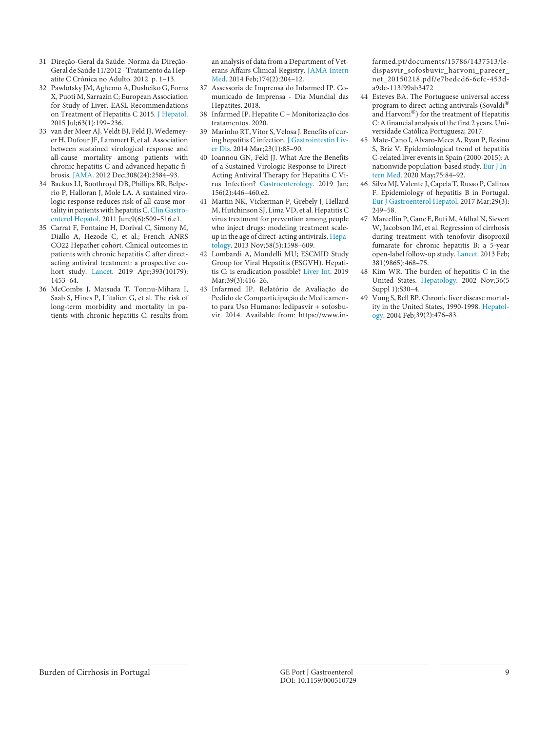31 Direção-Geral da Saúde. Norma da Direção-Geral de Saúde 11/2012 - Tratamento da Hepatite C Crónica no Adulto. 2012. p. 1–13.

32 Pawlotsky JM, Aghemo A, Dusheiko G, Forns X, Puoti M, Sarrazin C; European Association for Study of Liver. EASL Recommendations on Treatment of Hepatitis C 2015. J Hepatol. 2015 Jul;63(1):199–236.

33 van der Meer AJ, Veldt BJ, Feld JJ, Wedemeyer H, Dufour JF, Lammert F, et al. Association between sustained virological response and all-cause mortality among patients with chronic hepatitis C and advanced hepatic fibrosis. JAMA. 2012 Dec;308(24):2584–93.

34 Backus LI, Boothroyd DB, Phillips BR, Belperio P, Halloran J, Mole LA. A sustained virologic response reduces risk of all-cause mortality in patients with hepatitis C. Clin Gastroenterol Hepatol. 2011 Jun;9(6):509–516.e1.

35 Carrat F, Fontaine H, Dorival C, Simony M, Diallo A, Hezode C, et al.; French ANRS CO22 Hepather cohort. Clinical outcomes in patients with chronic hepatitis C after direct-acting antiviral treatment: a prospective cohort study. Lancet. 2019 Apr;393(10179):1453–64.

36 McCombs J, Matsuda T, Tonnu-Mihara I, Saab S, Hines P, L'italien G, et al. The risk of long-term morbidity and mortality in patients with chronic hepatitis C: results from an analysis of data from a Department of Veterans Affairs Clinical Registry. JAMA Intern Med. 2014 Feb;174(2):204–12.

37 Assessoria de Imprensa do Infarmed IP. Comunicado de Imprensa - Dia Mundial das Hepatites. 2018.

38 Infarmed IP. Hepatite C – Monitorização dos tratamentos. 2020.

39 Marinho RT, Vitor S, Velosa J. Benefits of curing hepatitis C infection. J Gastrointestin Liver Dis. 2014 Mar;23(1):85–90.

40 Ioannou GN, Feld JJ. What Are the Benefits of a Sustained Virologic Response to Direct-Acting Antiviral Therapy for Hepatitis C Virus Infection? Gastroenterology. 2019 Jan;156(2):446–460.e2.

41 Martin NK, Vickerman P, Grebely J, Hellard M, Hutchinson SJ, Lima VD, et al. Hepatitis C virus treatment for prevention among people who inject drugs: modeling treatment scale-up in the age of direct-acting antivirals. Hepatology. 2013 Nov;58(5):1598–609.

42 Lombardi A, Mondelli MU; ESCMID Study Group for Viral Hepatitis (ESGVH). Hepatitis C: is eradication possible? Liver Int. 2019 Mar;39(3):416–26.

43 Infarmed IP. Relatório de Avaliação do Pedido de Comparticipação de Medicamento para Uso Humano: ledipasvir + sofosbuvir. 2014. Available from: https://www.infarmed.pt/documents/15786/1437513/ledispasvir_sofosbuvir_harvoni_parecer_net_20150218.pdf/e7bedcd6-6cfc-453d-a9de-113f99ab3472

44 Esteves BA. The Portuguese universal access program to direct-acting antivirals (Sovaldi® and Harvoni®) for the treatment of Hepatitis C: A financial analysis of the first 2 years. Universidade Católica Portuguesa; 2017.

45 Mate-Cano I, Alvaro-Meca A, Ryan P, Resino S, Briz V. Epidemiological trend of hepatitis C-related liver events in Spain (2000-2015): A nationwide population-based study. Eur J Intern Med. 2020 May;75:84–92.

46 Silva MJ, Valente J, Capela T, Russo P, Calinas F. Epidemiology of hepatitis B in Portugal. Eur J Gastroenterol Hepatol. 2017 Mar;29(3):249–58.

47 Marcellin P, Gane E, Buti M, Afdhal N, Sievert W, Jacobson IM, et al. Regression of cirrhosis during treatment with tenofovir disoproxil fumarate for chronic hepatitis B: a 5-year open-label follow-up study. Lancet. 2013 Feb;381(9865):468–75.

48 Kim WR. The burden of hepatitis C in the United States. Hepatology. 2002 Nov;36(5 Suppl 1):S30–4.

49 Vong S, Bell BP. Chronic liver disease mortality in the United States, 1990-1998. Hepatology. 2004 Feb;39(2):476–83.